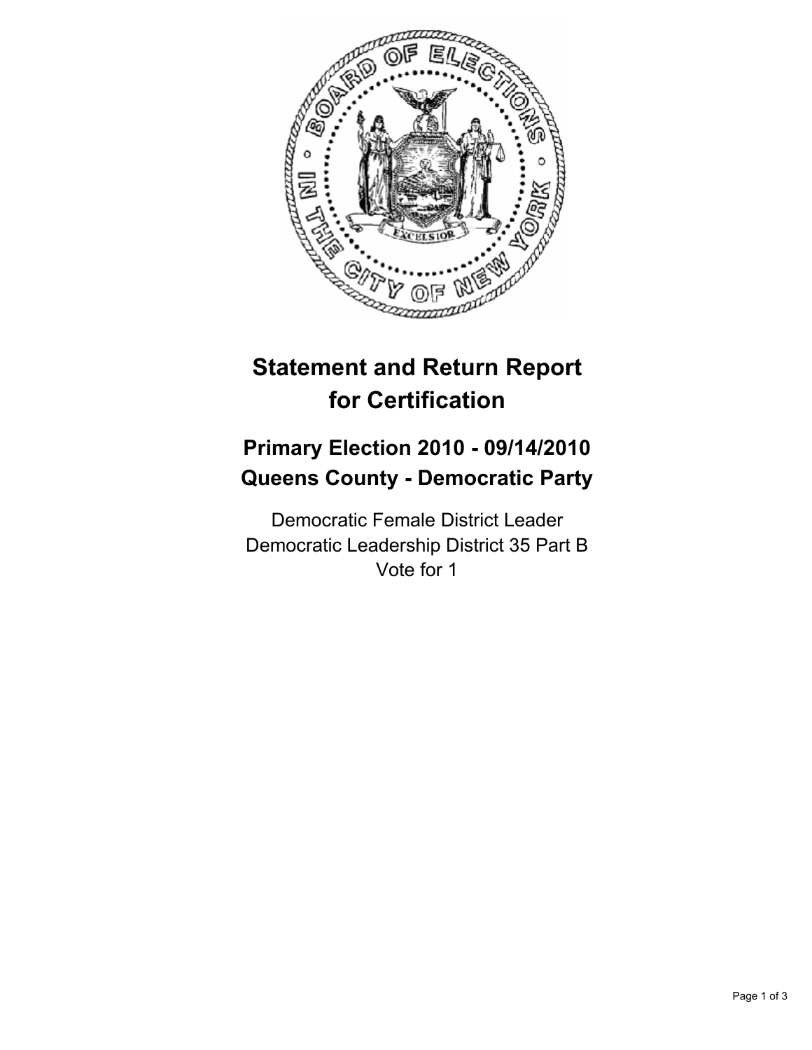# Statement and Return Report for Certification

## Primary Election 2010 - 09/14/2010
## Queens County - Democratic Party

Democratic Female District Leader
Democratic Leadership District 35 Part B
Vote for 1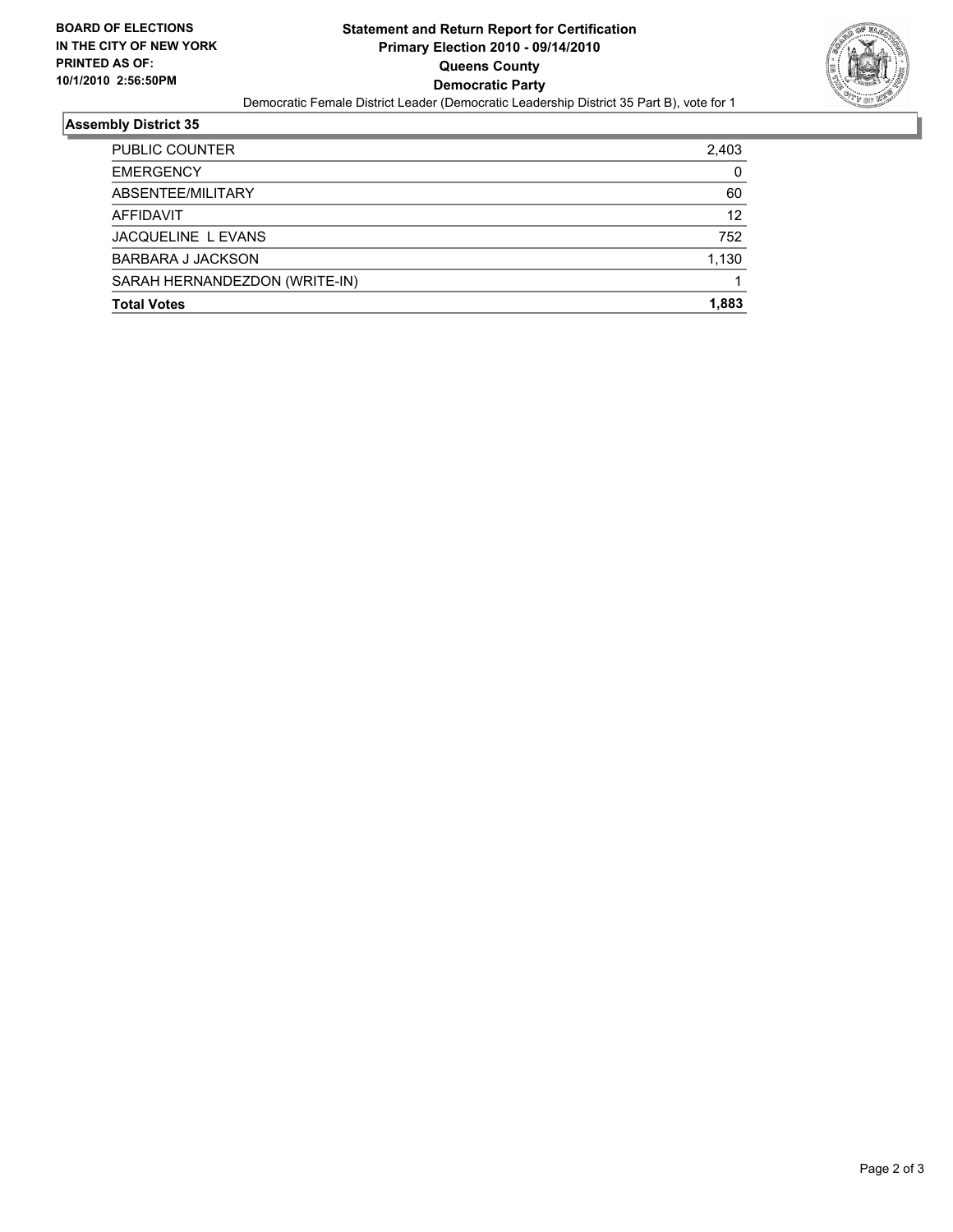**BOARD OF ELECTIONS IN THE CITY OF NEW YORK PRINTED AS OF: 10/1/2010 2:56:50PM**

# Statement and Return Report for Certification
## Primary Election 2010 - 09/14/2010
## Queens County
## Democratic Party

Democratic Female District Leader (Democratic Leadership District 35 Part B), vote for 1

### Assembly District 35

| | |
|---|---|
| PUBLIC COUNTER | 2,403 |
| EMERGENCY | 0 |
| ABSENTEE/MILITARY | 60 |
| AFFIDAVIT | 12 |
| JACQUELINE L EVANS | 752 |
| BARBARA J JACKSON | 1,130 |
| SARAH HERNANDEZDON (WRITE-IN) | 1 |
| **Total Votes** | **1,883** |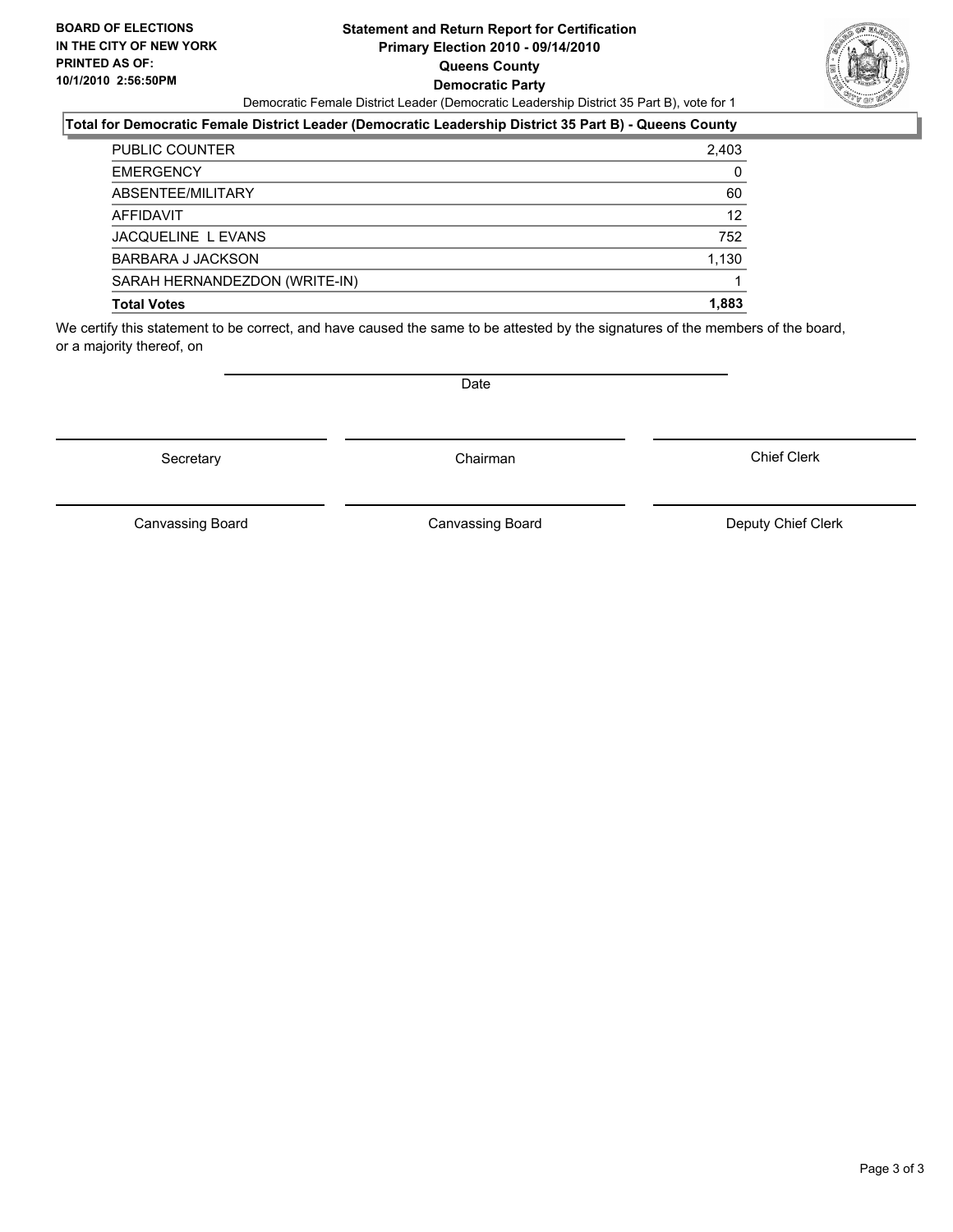**BOARD OF ELECTIONS IN THE CITY OF NEW YORK PRINTED AS OF: 10/1/2010 2:56:50PM**

# Statement and Return Report for Certification
## Primary Election 2010 - 09/14/2010
## Queens County
## Democratic Party

Democratic Female District Leader (Democratic Leadership District 35 Part B), vote for 1

**Total for Democratic Female District Leader (Democratic Leadership District 35 Part B) - Queens County**

| | |
|---|---|
| PUBLIC COUNTER | 2,403 |
| EMERGENCY | 0 |
| ABSENTEE/MILITARY | 60 |
| AFFIDAVIT | 12 |
| JACQUELINE L EVANS | 752 |
| BARBARA J JACKSON | 1,130 |
| SARAH HERNANDEZDON (WRITE-IN) | 1 |
| **Total Votes** | **1,883** |

We certify this statement to be correct, and have caused the same to be attested by the signatures of the members of the board, or a majority thereof, on

Date

Secretary

Chairman

Chief Clerk

Canvassing Board

Canvassing Board

Deputy Chief Clerk